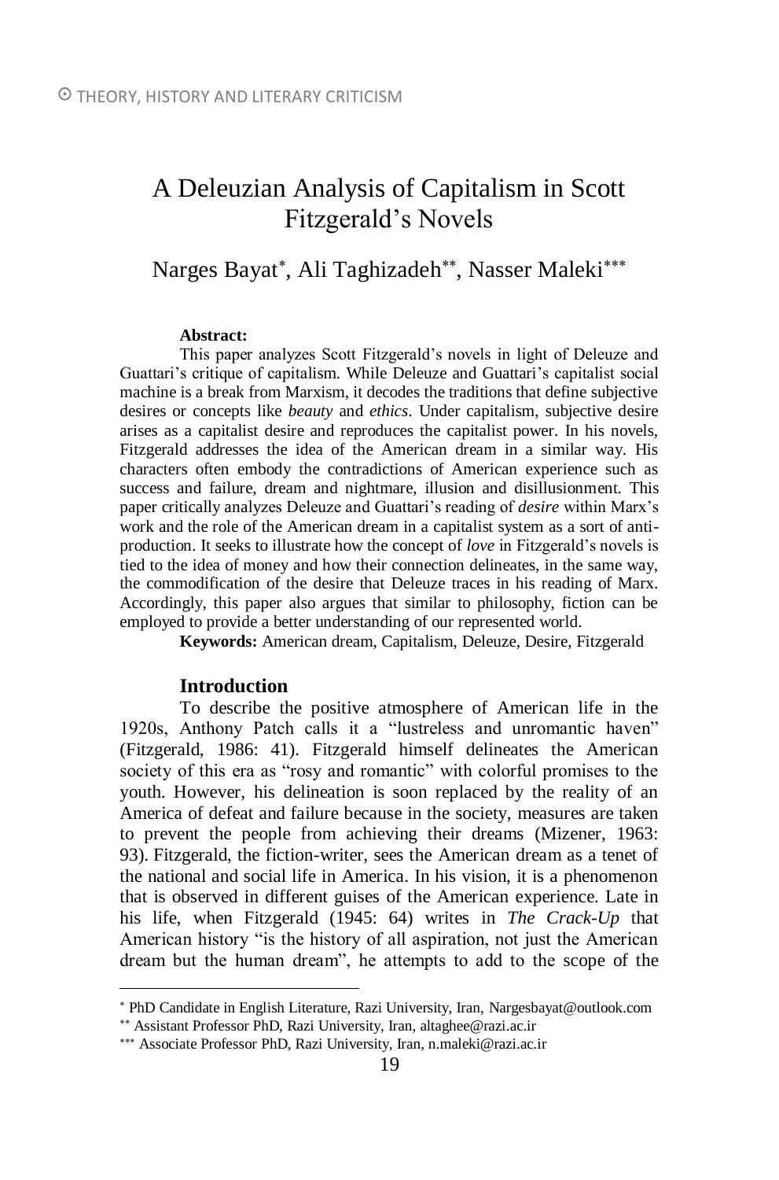# A Deleuzian Analysis of Capitalism in Scott Fitzgerald's Novels

Narges Bayat[*], Ali Taghizadeh[**], Nasser Maleki[***]

**Abstract:**

This paper analyzes Scott Fitzgerald's novels in light of Deleuze and Guattari's critique of capitalism. While Deleuze and Guattari's capitalist social machine is a break from Marxism, it decodes the traditions that define subjective desires or concepts like *beauty* and *ethics*. Under capitalism, subjective desire arises as a capitalist desire and reproduces the capitalist power. In his novels, Fitzgerald addresses the idea of the American dream in a similar way. His characters often embody the contradictions of American experience such as success and failure, dream and nightmare, illusion and disillusionment. This paper critically analyzes Deleuze and Guattari's reading of *desire* within Marx's work and the role of the American dream in a capitalist system as a sort of anti-production. It seeks to illustrate how the concept of *love* in Fitzgerald's novels is tied to the idea of money and how their connection delineates, in the same way, the commodification of the desire that Deleuze traces in his reading of Marx. Accordingly, this paper also argues that similar to philosophy, fiction can be employed to provide a better understanding of our represented world.

**Keywords:** American dream, Capitalism, Deleuze, Desire, Fitzgerald

## Introduction

To describe the positive atmosphere of American life in the 1920s, Anthony Patch calls it a "lustreless and unromantic haven" (Fitzgerald, 1986: 41). Fitzgerald himself delineates the American society of this era as "rosy and romantic" with colorful promises to the youth. However, his delineation is soon replaced by the reality of an America of defeat and failure because in the society, measures are taken to prevent the people from achieving their dreams (Mizener, 1963: 93). Fitzgerald, the fiction-writer, sees the American dream as a tenet of the national and social life in America. In his vision, it is a phenomenon that is observed in different guises of the American experience. Late in his life, when Fitzgerald (1945: 64) writes in *The Crack-Up* that American history "is the history of all aspiration, not just the American dream but the human dream", he attempts to add to the scope of the

---

[*] PhD Candidate in English Literature, Razi University, Iran, Nargesbayat@outlook.com

[**] Assistant Professor PhD, Razi University, Iran, altaghee@razi.ac.ir

[***] Associate Professor PhD, Razi University, Iran, n.maleki@razi.ac.ir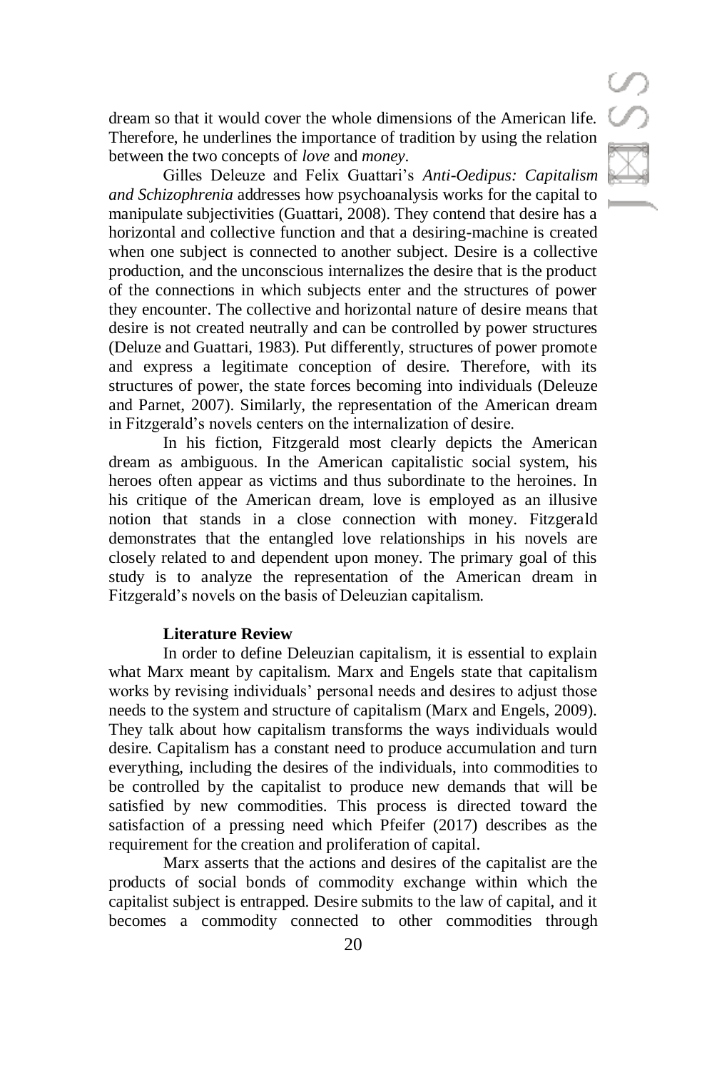dream so that it would cover the whole dimensions of the American life. Therefore, he underlines the importance of tradition by using the relation between the two concepts of *love* and *money*.

Gilles Deleuze and Felix Guattari's *Anti-Oedipus: Capitalism and Schizophrenia* addresses how psychoanalysis works for the capital to manipulate subjectivities (Guattari, 2008). They contend that desire has a horizontal and collective function and that a desiring-machine is created when one subject is connected to another subject. Desire is a collective production, and the unconscious internalizes the desire that is the product of the connections in which subjects enter and the structures of power they encounter. The collective and horizontal nature of desire means that desire is not created neutrally and can be controlled by power structures (Deluze and Guattari, 1983). Put differently, structures of power promote and express a legitimate conception of desire. Therefore, with its structures of power, the state forces becoming into individuals (Deleuze and Parnet, 2007). Similarly, the representation of the American dream in Fitzgerald's novels centers on the internalization of desire.

In his fiction, Fitzgerald most clearly depicts the American dream as ambiguous. In the American capitalistic social system, his heroes often appear as victims and thus subordinate to the heroines. In his critique of the American dream, love is employed as an illusive notion that stands in a close connection with money. Fitzgerald demonstrates that the entangled love relationships in his novels are closely related to and dependent upon money. The primary goal of this study is to analyze the representation of the American dream in Fitzgerald's novels on the basis of Deleuzian capitalism.

## Literature Review

In order to define Deleuzian capitalism, it is essential to explain what Marx meant by capitalism. Marx and Engels state that capitalism works by revising individuals' personal needs and desires to adjust those needs to the system and structure of capitalism (Marx and Engels, 2009). They talk about how capitalism transforms the ways individuals would desire. Capitalism has a constant need to produce accumulation and turn everything, including the desires of the individuals, into commodities to be controlled by the capitalist to produce new demands that will be satisfied by new commodities. This process is directed toward the satisfaction of a pressing need which Pfeifer (2017) describes as the requirement for the creation and proliferation of capital.

Marx asserts that the actions and desires of the capitalist are the products of social bonds of commodity exchange within which the capitalist subject is entrapped. Desire submits to the law of capital, and it becomes a commodity connected to other commodities through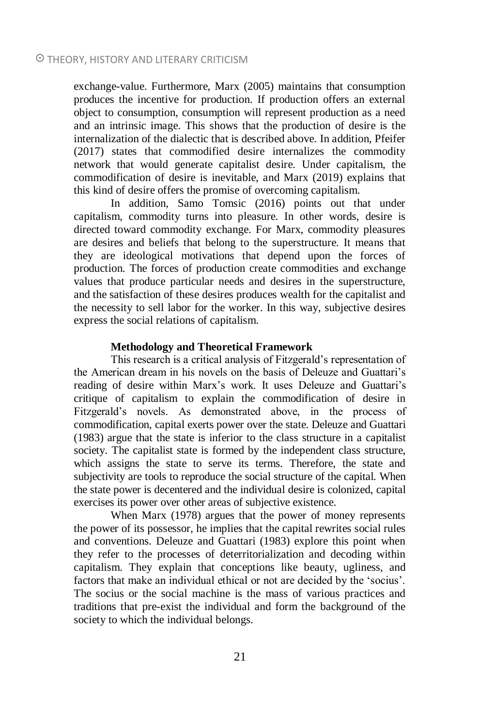exchange-value. Furthermore, Marx (2005) maintains that consumption produces the incentive for production. If production offers an external object to consumption, consumption will represent production as a need and an intrinsic image. This shows that the production of desire is the internalization of the dialectic that is described above. In addition, Pfeifer (2017) states that commodified desire internalizes the commodity network that would generate capitalist desire. Under capitalism, the commodification of desire is inevitable, and Marx (2019) explains that this kind of desire offers the promise of overcoming capitalism.

In addition, Samo Tomsic (2016) points out that under capitalism, commodity turns into pleasure. In other words, desire is directed toward commodity exchange. For Marx, commodity pleasures are desires and beliefs that belong to the superstructure. It means that they are ideological motivations that depend upon the forces of production. The forces of production create commodities and exchange values that produce particular needs and desires in the superstructure, and the satisfaction of these desires produces wealth for the capitalist and the necessity to sell labor for the worker. In this way, subjective desires express the social relations of capitalism.

### Methodology and Theoretical Framework

This research is a critical analysis of Fitzgerald's representation of the American dream in his novels on the basis of Deleuze and Guattari's reading of desire within Marx's work. It uses Deleuze and Guattari's critique of capitalism to explain the commodification of desire in Fitzgerald's novels. As demonstrated above, in the process of commodification, capital exerts power over the state. Deleuze and Guattari (1983) argue that the state is inferior to the class structure in a capitalist society. The capitalist state is formed by the independent class structure, which assigns the state to serve its terms. Therefore, the state and subjectivity are tools to reproduce the social structure of the capital. When the state power is decentered and the individual desire is colonized, capital exercises its power over other areas of subjective existence.

When Marx (1978) argues that the power of money represents the power of its possessor, he implies that the capital rewrites social rules and conventions. Deleuze and Guattari (1983) explore this point when they refer to the processes of deterritorialization and decoding within capitalism. They explain that conceptions like beauty, ugliness, and factors that make an individual ethical or not are decided by the 'socius'. The socius or the social machine is the mass of various practices and traditions that pre-exist the individual and form the background of the society to which the individual belongs.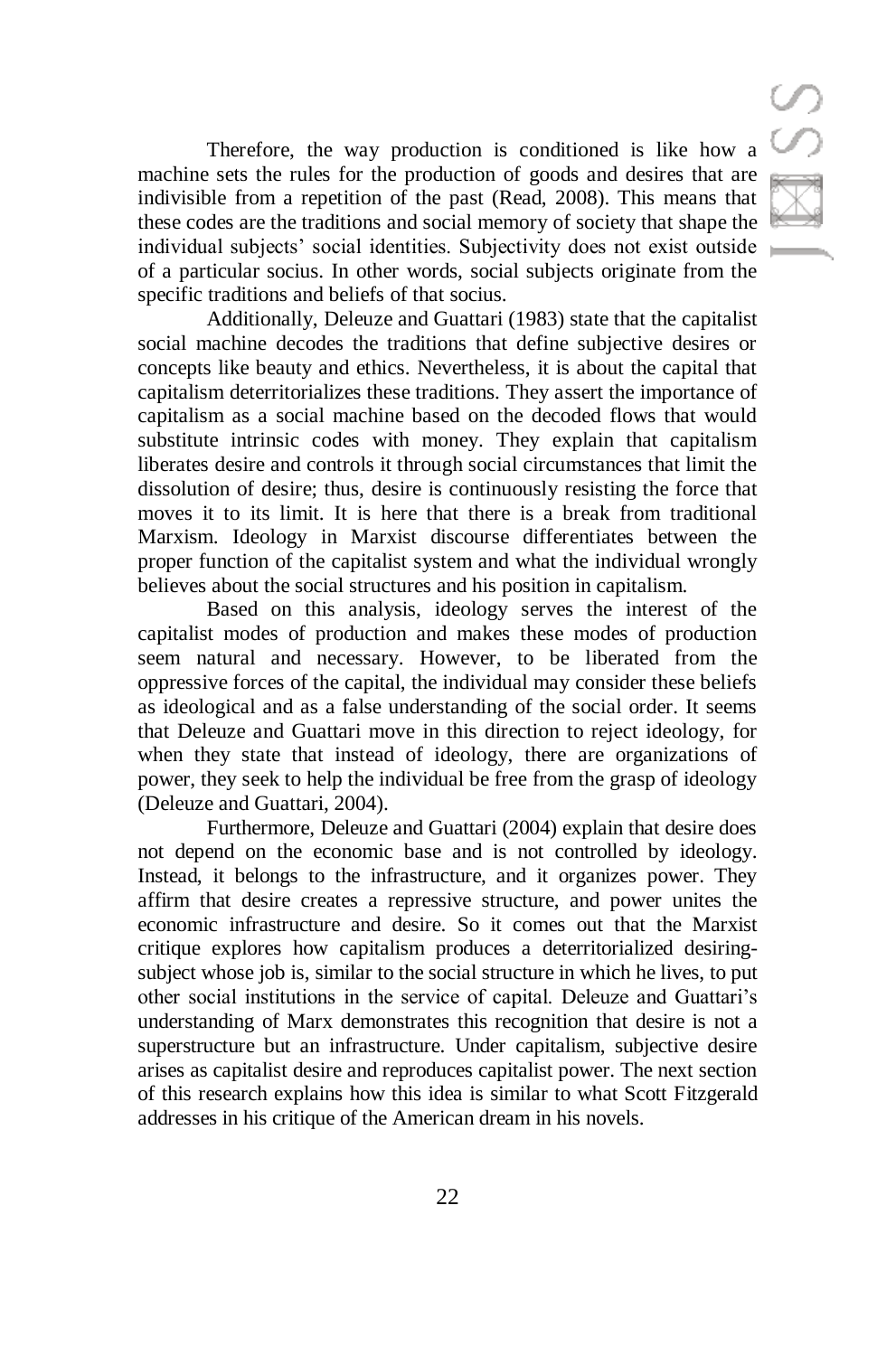Therefore, the way production is conditioned is like how a machine sets the rules for the production of goods and desires that are indivisible from a repetition of the past (Read, 2008). This means that these codes are the traditions and social memory of society that shape the individual subjects' social identities. Subjectivity does not exist outside of a particular socius. In other words, social subjects originate from the specific traditions and beliefs of that socius.

Additionally, Deleuze and Guattari (1983) state that the capitalist social machine decodes the traditions that define subjective desires or concepts like beauty and ethics. Nevertheless, it is about the capital that capitalism deterritorializes these traditions. They assert the importance of capitalism as a social machine based on the decoded flows that would substitute intrinsic codes with money. They explain that capitalism liberates desire and controls it through social circumstances that limit the dissolution of desire; thus, desire is continuously resisting the force that moves it to its limit. It is here that there is a break from traditional Marxism. Ideology in Marxist discourse differentiates between the proper function of the capitalist system and what the individual wrongly believes about the social structures and his position in capitalism.

Based on this analysis, ideology serves the interest of the capitalist modes of production and makes these modes of production seem natural and necessary. However, to be liberated from the oppressive forces of the capital, the individual may consider these beliefs as ideological and as a false understanding of the social order. It seems that Deleuze and Guattari move in this direction to reject ideology, for when they state that instead of ideology, there are organizations of power, they seek to help the individual be free from the grasp of ideology (Deleuze and Guattari, 2004).

Furthermore, Deleuze and Guattari (2004) explain that desire does not depend on the economic base and is not controlled by ideology. Instead, it belongs to the infrastructure, and it organizes power. They affirm that desire creates a repressive structure, and power unites the economic infrastructure and desire. So it comes out that the Marxist critique explores how capitalism produces a deterritorialized desiring-subject whose job is, similar to the social structure in which he lives, to put other social institutions in the service of capital. Deleuze and Guattari's understanding of Marx demonstrates this recognition that desire is not a superstructure but an infrastructure. Under capitalism, subjective desire arises as capitalist desire and reproduces capitalist power. The next section of this research explains how this idea is similar to what Scott Fitzgerald addresses in his critique of the American dream in his novels.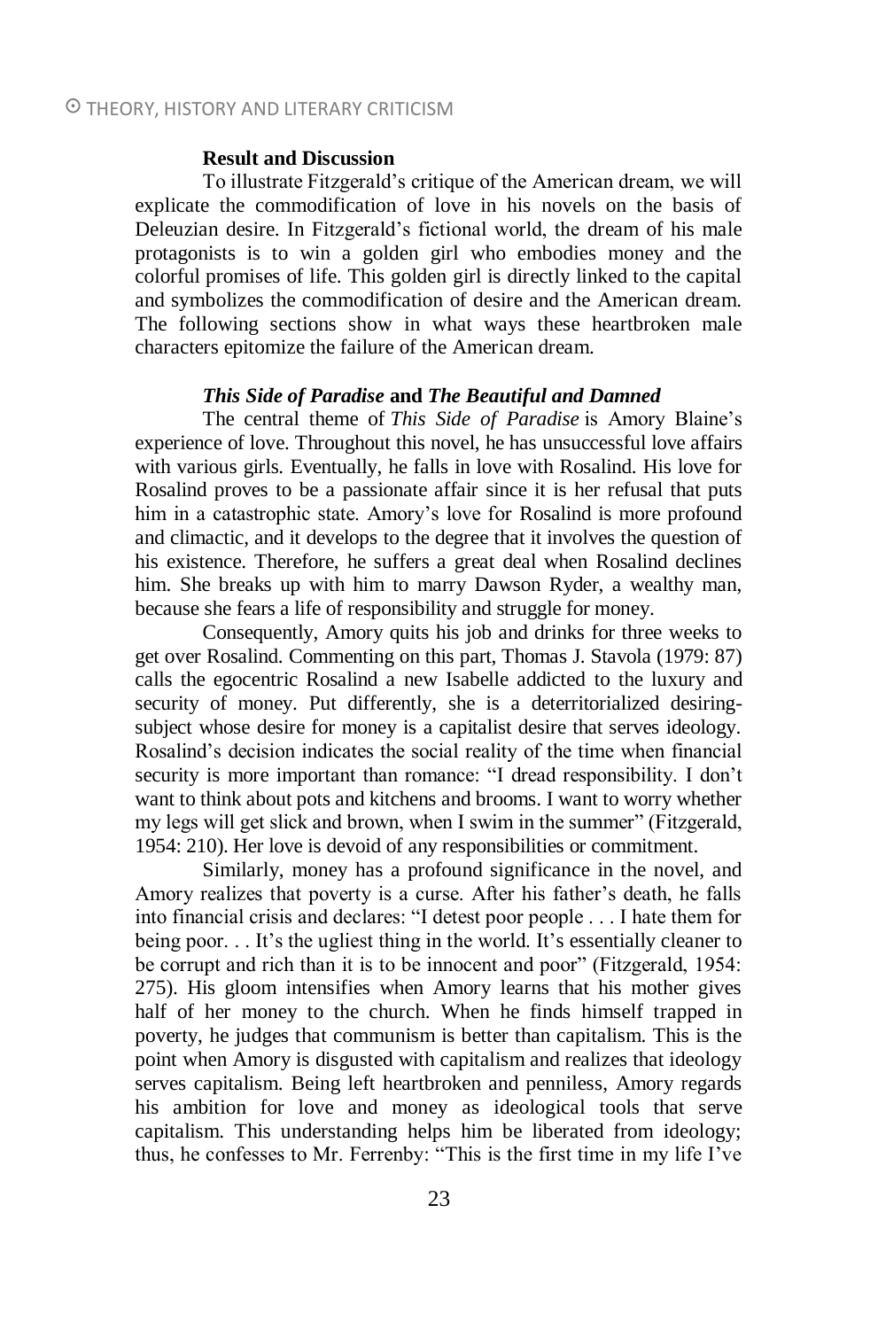## Result and Discussion

To illustrate Fitzgerald's critique of the American dream, we will explicate the commodification of love in his novels on the basis of Deleuzian desire. In Fitzgerald's fictional world, the dream of his male protagonists is to win a golden girl who embodies money and the colorful promises of life. This golden girl is directly linked to the capital and symbolizes the commodification of desire and the American dream. The following sections show in what ways these heartbroken male characters epitomize the failure of the American dream.

### *This Side of Paradise* and *The Beautiful and Damned*

The central theme of *This Side of Paradise* is Amory Blaine's experience of love. Throughout this novel, he has unsuccessful love affairs with various girls. Eventually, he falls in love with Rosalind. His love for Rosalind proves to be a passionate affair since it is her refusal that puts him in a catastrophic state. Amory's love for Rosalind is more profound and climactic, and it develops to the degree that it involves the question of his existence. Therefore, he suffers a great deal when Rosalind declines him. She breaks up with him to marry Dawson Ryder, a wealthy man, because she fears a life of responsibility and struggle for money.

Consequently, Amory quits his job and drinks for three weeks to get over Rosalind. Commenting on this part, Thomas J. Stavola (1979: 87) calls the egocentric Rosalind a new Isabelle addicted to the luxury and security of money. Put differently, she is a deterritorialized desiring-subject whose desire for money is a capitalist desire that serves ideology. Rosalind's decision indicates the social reality of the time when financial security is more important than romance: "I dread responsibility. I don't want to think about pots and kitchens and brooms. I want to worry whether my legs will get slick and brown, when I swim in the summer" (Fitzgerald, 1954: 210). Her love is devoid of any responsibilities or commitment.

Similarly, money has a profound significance in the novel, and Amory realizes that poverty is a curse. After his father's death, he falls into financial crisis and declares: "I detest poor people . . . I hate them for being poor. . . It's the ugliest thing in the world. It's essentially cleaner to be corrupt and rich than it is to be innocent and poor" (Fitzgerald, 1954: 275). His gloom intensifies when Amory learns that his mother gives half of her money to the church. When he finds himself trapped in poverty, he judges that communism is better than capitalism. This is the point when Amory is disgusted with capitalism and realizes that ideology serves capitalism. Being left heartbroken and penniless, Amory regards his ambition for love and money as ideological tools that serve capitalism. This understanding helps him be liberated from ideology; thus, he confesses to Mr. Ferrenby: "This is the first time in my life I've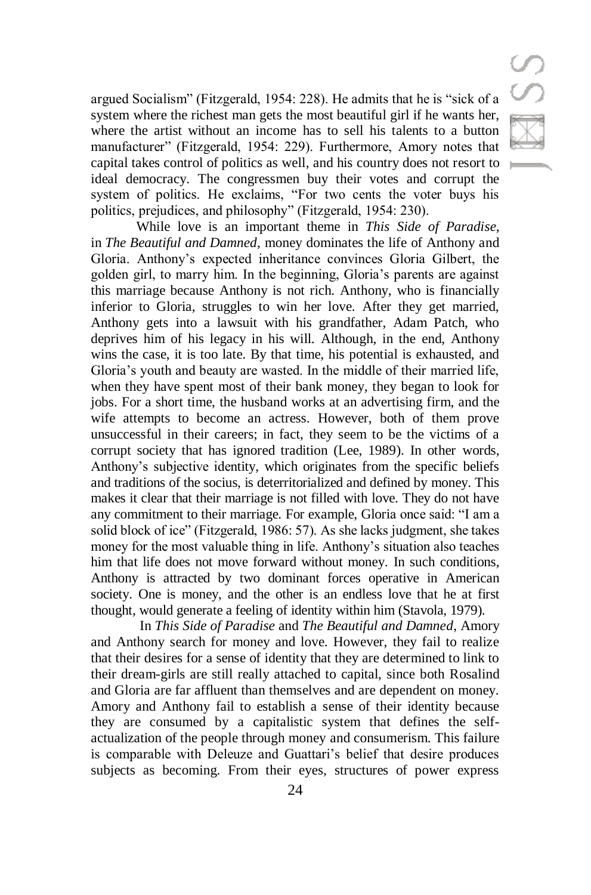argued Socialism" (Fitzgerald, 1954: 228). He admits that he is "sick of a system where the richest man gets the most beautiful girl if he wants her, where the artist without an income has to sell his talents to a button manufacturer" (Fitzgerald, 1954: 229). Furthermore, Amory notes that capital takes control of politics as well, and his country does not resort to ideal democracy. The congressmen buy their votes and corrupt the system of politics. He exclaims, "For two cents the voter buys his politics, prejudices, and philosophy" (Fitzgerald, 1954: 230).

While love is an important theme in *This Side of Paradise*, in *The Beautiful and Damned*, money dominates the life of Anthony and Gloria. Anthony's expected inheritance convinces Gloria Gilbert, the golden girl, to marry him. In the beginning, Gloria's parents are against this marriage because Anthony is not rich. Anthony, who is financially inferior to Gloria, struggles to win her love. After they get married, Anthony gets into a lawsuit with his grandfather, Adam Patch, who deprives him of his legacy in his will. Although, in the end, Anthony wins the case, it is too late. By that time, his potential is exhausted, and Gloria's youth and beauty are wasted. In the middle of their married life, when they have spent most of their bank money, they began to look for jobs. For a short time, the husband works at an advertising firm, and the wife attempts to become an actress. However, both of them prove unsuccessful in their careers; in fact, they seem to be the victims of a corrupt society that has ignored tradition (Lee, 1989). In other words, Anthony's subjective identity, which originates from the specific beliefs and traditions of the socius, is deterritorialized and defined by money. This makes it clear that their marriage is not filled with love. They do not have any commitment to their marriage. For example, Gloria once said: "I am a solid block of ice" (Fitzgerald, 1986: 57). As she lacks judgment, she takes money for the most valuable thing in life. Anthony's situation also teaches him that life does not move forward without money. In such conditions, Anthony is attracted by two dominant forces operative in American society. One is money, and the other is an endless love that he at first thought, would generate a feeling of identity within him (Stavola, 1979).

In *This Side of Paradise* and *The Beautiful and Damned*, Amory and Anthony search for money and love. However, they fail to realize that their desires for a sense of identity that they are determined to link to their dream-girls are still really attached to capital, since both Rosalind and Gloria are far affluent than themselves and are dependent on money. Amory and Anthony fail to establish a sense of their identity because they are consumed by a capitalistic system that defines the self-actualization of the people through money and consumerism. This failure is comparable with Deleuze and Guattari's belief that desire produces subjects as becoming. From their eyes, structures of power express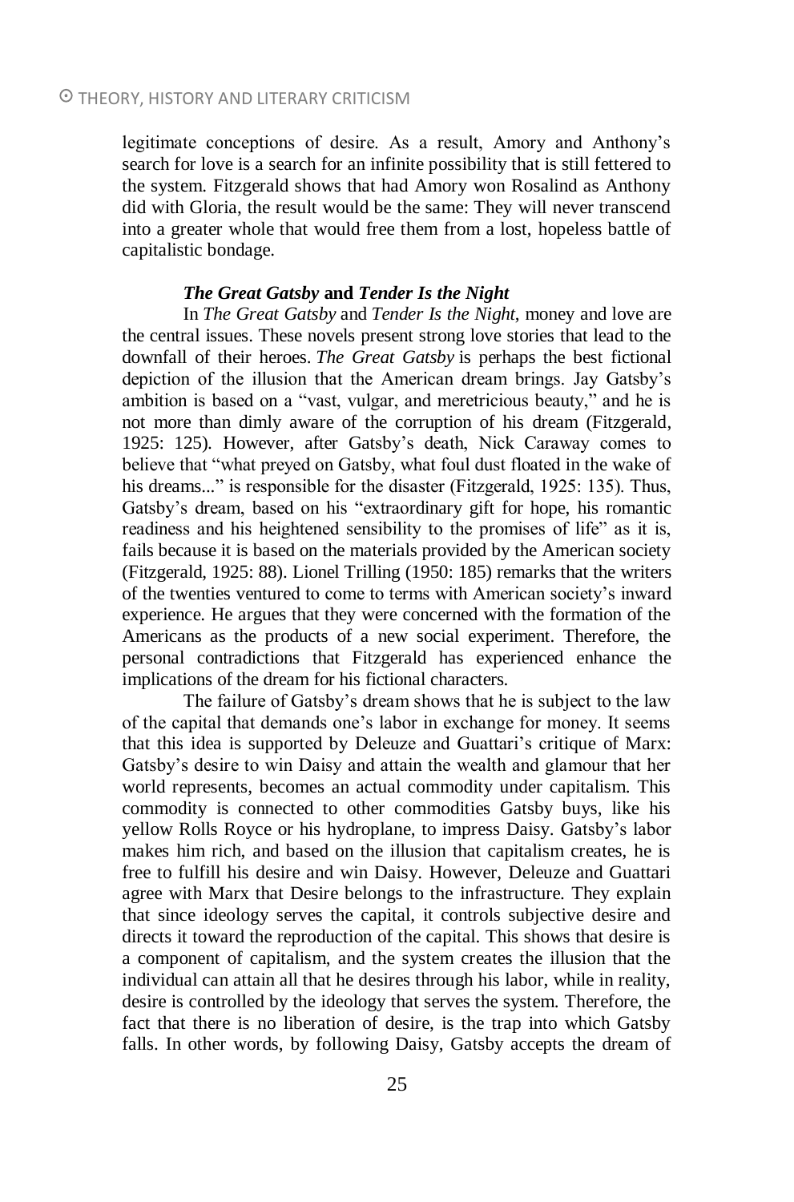legitimate conceptions of desire. As a result, Amory and Anthony's search for love is a search for an infinite possibility that is still fettered to the system. Fitzgerald shows that had Amory won Rosalind as Anthony did with Gloria, the result would be the same: They will never transcend into a greater whole that would free them from a lost, hopeless battle of capitalistic bondage.

### *The Great Gatsby* and *Tender Is the Night*

In *The Great Gatsby* and *Tender Is the Night*, money and love are the central issues. These novels present strong love stories that lead to the downfall of their heroes. *The Great Gatsby* is perhaps the best fictional depiction of the illusion that the American dream brings. Jay Gatsby's ambition is based on a "vast, vulgar, and meretricious beauty," and he is not more than dimly aware of the corruption of his dream (Fitzgerald, 1925: 125). However, after Gatsby's death, Nick Caraway comes to believe that "what preyed on Gatsby, what foul dust floated in the wake of his dreams..." is responsible for the disaster (Fitzgerald, 1925: 135). Thus, Gatsby's dream, based on his "extraordinary gift for hope, his romantic readiness and his heightened sensibility to the promises of life" as it is, fails because it is based on the materials provided by the American society (Fitzgerald, 1925: 88). Lionel Trilling (1950: 185) remarks that the writers of the twenties ventured to come to terms with American society's inward experience. He argues that they were concerned with the formation of the Americans as the products of a new social experiment. Therefore, the personal contradictions that Fitzgerald has experienced enhance the implications of the dream for his fictional characters.

The failure of Gatsby's dream shows that he is subject to the law of the capital that demands one's labor in exchange for money. It seems that this idea is supported by Deleuze and Guattari's critique of Marx: Gatsby's desire to win Daisy and attain the wealth and glamour that her world represents, becomes an actual commodity under capitalism. This commodity is connected to other commodities Gatsby buys, like his yellow Rolls Royce or his hydroplane, to impress Daisy. Gatsby's labor makes him rich, and based on the illusion that capitalism creates, he is free to fulfill his desire and win Daisy. However, Deleuze and Guattari agree with Marx that Desire belongs to the infrastructure. They explain that since ideology serves the capital, it controls subjective desire and directs it toward the reproduction of the capital. This shows that desire is a component of capitalism, and the system creates the illusion that the individual can attain all that he desires through his labor, while in reality, desire is controlled by the ideology that serves the system. Therefore, the fact that there is no liberation of desire, is the trap into which Gatsby falls. In other words, by following Daisy, Gatsby accepts the dream of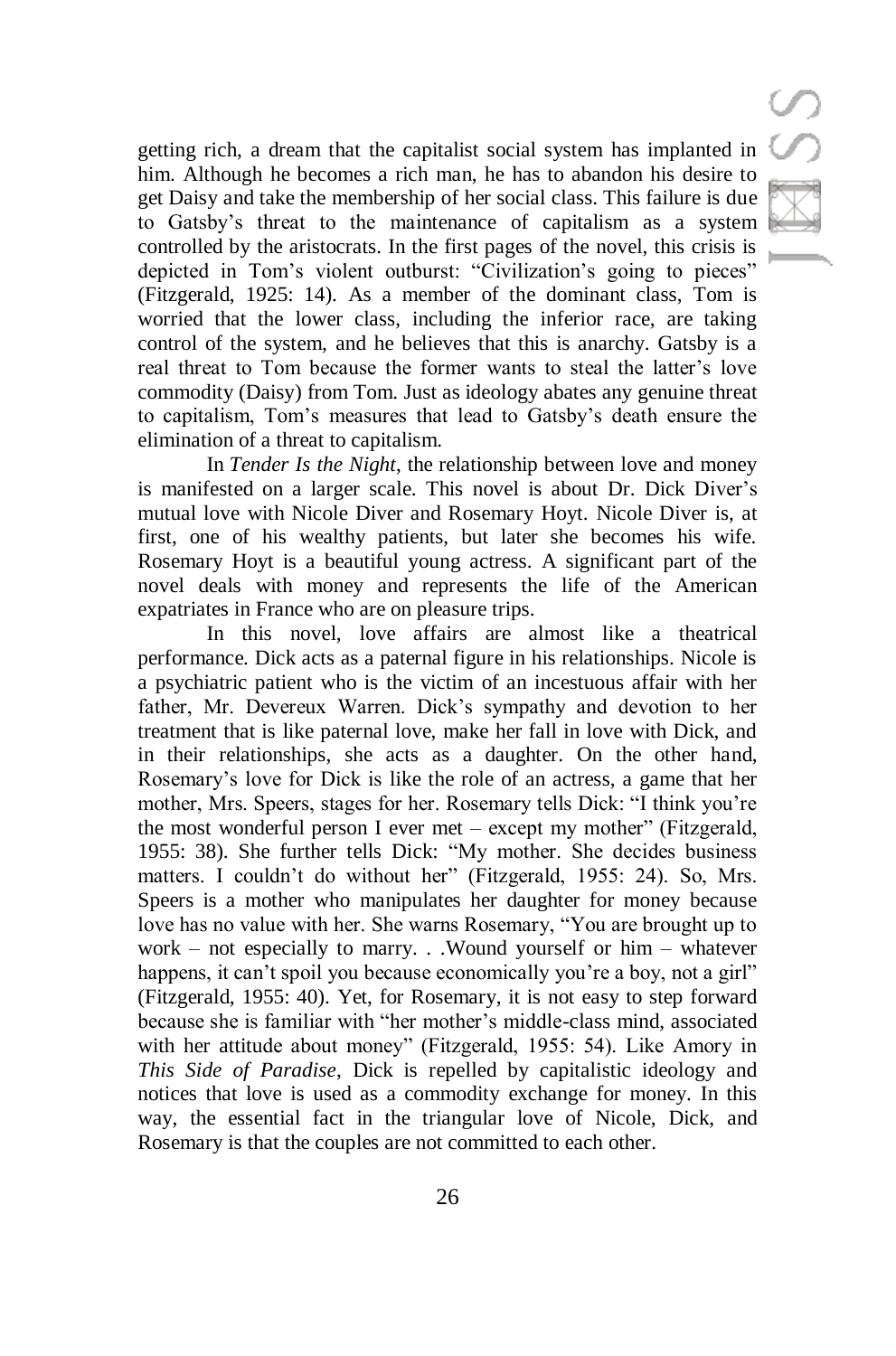getting rich, a dream that the capitalist social system has implanted in him. Although he becomes a rich man, he has to abandon his desire to get Daisy and take the membership of her social class. This failure is due to Gatsby's threat to the maintenance of capitalism as a system controlled by the aristocrats. In the first pages of the novel, this crisis is depicted in Tom's violent outburst: "Civilization's going to pieces" (Fitzgerald, 1925: 14). As a member of the dominant class, Tom is worried that the lower class, including the inferior race, are taking control of the system, and he believes that this is anarchy. Gatsby is a real threat to Tom because the former wants to steal the latter's love commodity (Daisy) from Tom. Just as ideology abates any genuine threat to capitalism, Tom's measures that lead to Gatsby's death ensure the elimination of a threat to capitalism.

In *Tender Is the Night*, the relationship between love and money is manifested on a larger scale. This novel is about Dr. Dick Diver's mutual love with Nicole Diver and Rosemary Hoyt. Nicole Diver is, at first, one of his wealthy patients, but later she becomes his wife. Rosemary Hoyt is a beautiful young actress. A significant part of the novel deals with money and represents the life of the American expatriates in France who are on pleasure trips.

In this novel, love affairs are almost like a theatrical performance. Dick acts as a paternal figure in his relationships. Nicole is a psychiatric patient who is the victim of an incestuous affair with her father, Mr. Devereux Warren. Dick's sympathy and devotion to her treatment that is like paternal love, make her fall in love with Dick, and in their relationships, she acts as a daughter. On the other hand, Rosemary's love for Dick is like the role of an actress, a game that her mother, Mrs. Speers, stages for her. Rosemary tells Dick: "I think you're the most wonderful person I ever met – except my mother" (Fitzgerald, 1955: 38). She further tells Dick: "My mother. She decides business matters. I couldn't do without her" (Fitzgerald, 1955: 24). So, Mrs. Speers is a mother who manipulates her daughter for money because love has no value with her. She warns Rosemary, "You are brought up to work – not especially to marry. . .Wound yourself or him – whatever happens, it can't spoil you because economically you're a boy, not a girl" (Fitzgerald, 1955: 40). Yet, for Rosemary, it is not easy to step forward because she is familiar with "her mother's middle-class mind, associated with her attitude about money" (Fitzgerald, 1955: 54). Like Amory in *This Side of Paradise*, Dick is repelled by capitalistic ideology and notices that love is used as a commodity exchange for money. In this way, the essential fact in the triangular love of Nicole, Dick, and Rosemary is that the couples are not committed to each other.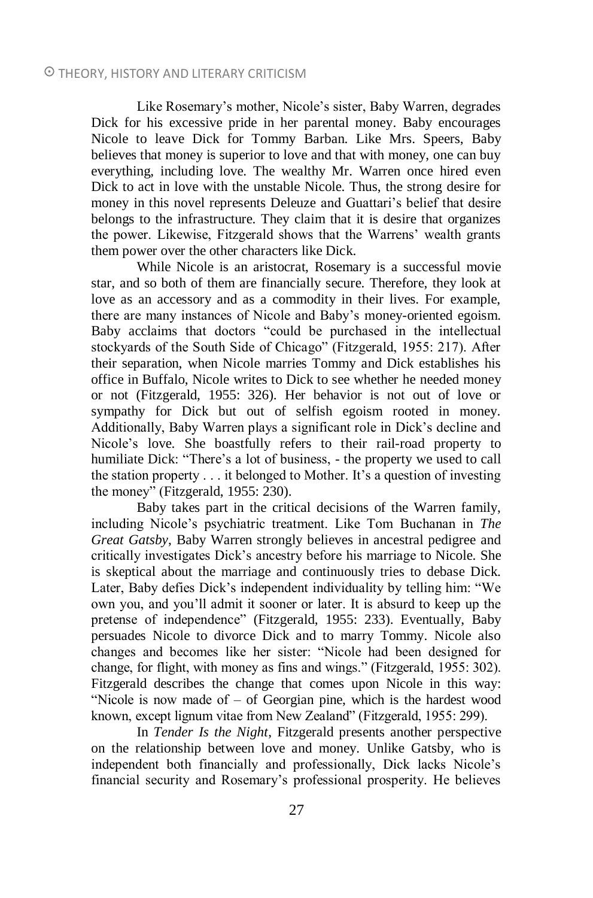Like Rosemary's mother, Nicole's sister, Baby Warren, degrades Dick for his excessive pride in her parental money. Baby encourages Nicole to leave Dick for Tommy Barban. Like Mrs. Speers, Baby believes that money is superior to love and that with money, one can buy everything, including love. The wealthy Mr. Warren once hired even Dick to act in love with the unstable Nicole. Thus, the strong desire for money in this novel represents Deleuze and Guattari's belief that desire belongs to the infrastructure. They claim that it is desire that organizes the power. Likewise, Fitzgerald shows that the Warrens' wealth grants them power over the other characters like Dick.

While Nicole is an aristocrat, Rosemary is a successful movie star, and so both of them are financially secure. Therefore, they look at love as an accessory and as a commodity in their lives. For example, there are many instances of Nicole and Baby's money-oriented egoism. Baby acclaims that doctors "could be purchased in the intellectual stockyards of the South Side of Chicago" (Fitzgerald, 1955: 217). After their separation, when Nicole marries Tommy and Dick establishes his office in Buffalo, Nicole writes to Dick to see whether he needed money or not (Fitzgerald, 1955: 326). Her behavior is not out of love or sympathy for Dick but out of selfish egoism rooted in money. Additionally, Baby Warren plays a significant role in Dick's decline and Nicole's love. She boastfully refers to their rail-road property to humiliate Dick: "There's a lot of business, - the property we used to call the station property . . . it belonged to Mother. It's a question of investing the money" (Fitzgerald, 1955: 230).

Baby takes part in the critical decisions of the Warren family, including Nicole's psychiatric treatment. Like Tom Buchanan in *The Great Gatsby*, Baby Warren strongly believes in ancestral pedigree and critically investigates Dick's ancestry before his marriage to Nicole. She is skeptical about the marriage and continuously tries to debase Dick. Later, Baby defies Dick's independent individuality by telling him: "We own you, and you'll admit it sooner or later. It is absurd to keep up the pretense of independence" (Fitzgerald, 1955: 233). Eventually, Baby persuades Nicole to divorce Dick and to marry Tommy. Nicole also changes and becomes like her sister: "Nicole had been designed for change, for flight, with money as fins and wings." (Fitzgerald, 1955: 302). Fitzgerald describes the change that comes upon Nicole in this way: "Nicole is now made of – of Georgian pine, which is the hardest wood known, except lignum vitae from New Zealand" (Fitzgerald, 1955: 299).

In *Tender Is the Night*, Fitzgerald presents another perspective on the relationship between love and money. Unlike Gatsby, who is independent both financially and professionally, Dick lacks Nicole's financial security and Rosemary's professional prosperity. He believes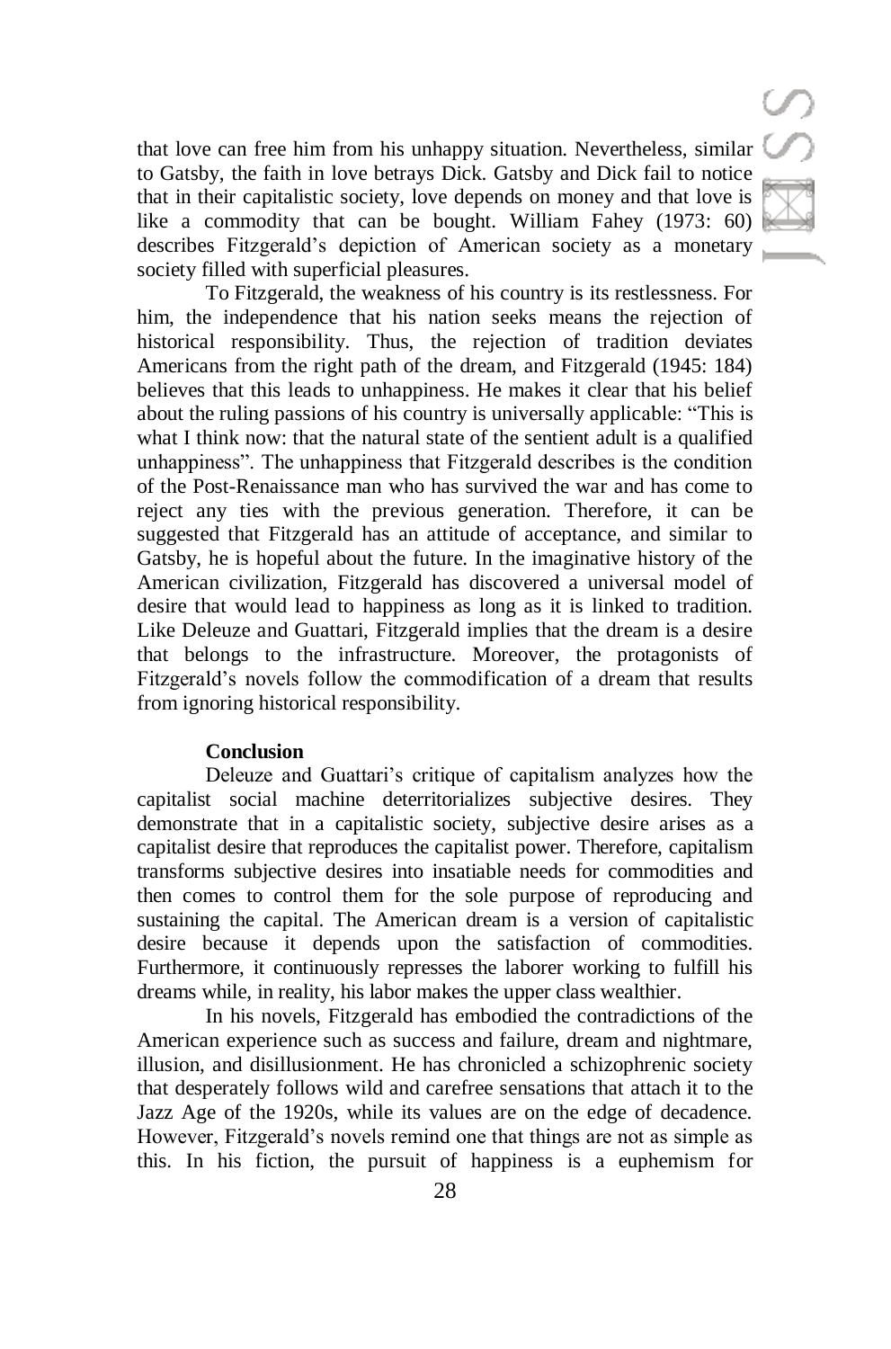that love can free him from his unhappy situation. Nevertheless, similar to Gatsby, the faith in love betrays Dick. Gatsby and Dick fail to notice that in their capitalistic society, love depends on money and that love is like a commodity that can be bought. William Fahey (1973: 60) describes Fitzgerald's depiction of American society as a monetary society filled with superficial pleasures.

To Fitzgerald, the weakness of his country is its restlessness. For him, the independence that his nation seeks means the rejection of historical responsibility. Thus, the rejection of tradition deviates Americans from the right path of the dream, and Fitzgerald (1945: 184) believes that this leads to unhappiness. He makes it clear that his belief about the ruling passions of his country is universally applicable: "This is what I think now: that the natural state of the sentient adult is a qualified unhappiness". The unhappiness that Fitzgerald describes is the condition of the Post-Renaissance man who has survived the war and has come to reject any ties with the previous generation. Therefore, it can be suggested that Fitzgerald has an attitude of acceptance, and similar to Gatsby, he is hopeful about the future. In the imaginative history of the American civilization, Fitzgerald has discovered a universal model of desire that would lead to happiness as long as it is linked to tradition. Like Deleuze and Guattari, Fitzgerald implies that the dream is a desire that belongs to the infrastructure. Moreover, the protagonists of Fitzgerald's novels follow the commodification of a dream that results from ignoring historical responsibility.

## Conclusion

Deleuze and Guattari's critique of capitalism analyzes how the capitalist social machine deterritorializes subjective desires. They demonstrate that in a capitalistic society, subjective desire arises as a capitalist desire that reproduces the capitalist power. Therefore, capitalism transforms subjective desires into insatiable needs for commodities and then comes to control them for the sole purpose of reproducing and sustaining the capital. The American dream is a version of capitalistic desire because it depends upon the satisfaction of commodities. Furthermore, it continuously represses the laborer working to fulfill his dreams while, in reality, his labor makes the upper class wealthier.

In his novels, Fitzgerald has embodied the contradictions of the American experience such as success and failure, dream and nightmare, illusion, and disillusionment. He has chronicled a schizophrenic society that desperately follows wild and carefree sensations that attach it to the Jazz Age of the 1920s, while its values are on the edge of decadence. However, Fitzgerald's novels remind one that things are not as simple as this. In his fiction, the pursuit of happiness is a euphemism for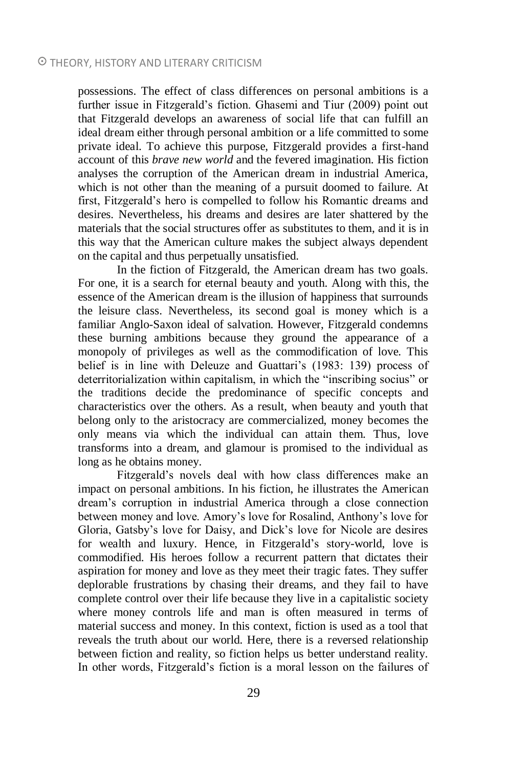possessions. The effect of class differences on personal ambitions is a further issue in Fitzgerald's fiction. Ghasemi and Tiur (2009) point out that Fitzgerald develops an awareness of social life that can fulfill an ideal dream either through personal ambition or a life committed to some private ideal. To achieve this purpose, Fitzgerald provides a first-hand account of this *brave new world* and the fevered imagination. His fiction analyses the corruption of the American dream in industrial America, which is not other than the meaning of a pursuit doomed to failure. At first, Fitzgerald's hero is compelled to follow his Romantic dreams and desires. Nevertheless, his dreams and desires are later shattered by the materials that the social structures offer as substitutes to them, and it is in this way that the American culture makes the subject always dependent on the capital and thus perpetually unsatisfied.

In the fiction of Fitzgerald, the American dream has two goals. For one, it is a search for eternal beauty and youth. Along with this, the essence of the American dream is the illusion of happiness that surrounds the leisure class. Nevertheless, its second goal is money which is a familiar Anglo-Saxon ideal of salvation. However, Fitzgerald condemns these burning ambitions because they ground the appearance of a monopoly of privileges as well as the commodification of love. This belief is in line with Deleuze and Guattari's (1983: 139) process of deterritorialization within capitalism, in which the "inscribing socius" or the traditions decide the predominance of specific concepts and characteristics over the others. As a result, when beauty and youth that belong only to the aristocracy are commercialized, money becomes the only means via which the individual can attain them. Thus, love transforms into a dream, and glamour is promised to the individual as long as he obtains money.

Fitzgerald's novels deal with how class differences make an impact on personal ambitions. In his fiction, he illustrates the American dream's corruption in industrial America through a close connection between money and love. Amory's love for Rosalind, Anthony's love for Gloria, Gatsby's love for Daisy, and Dick's love for Nicole are desires for wealth and luxury. Hence, in Fitzgerald's story-world, love is commodified. His heroes follow a recurrent pattern that dictates their aspiration for money and love as they meet their tragic fates. They suffer deplorable frustrations by chasing their dreams, and they fail to have complete control over their life because they live in a capitalistic society where money controls life and man is often measured in terms of material success and money. In this context, fiction is used as a tool that reveals the truth about our world. Here, there is a reversed relationship between fiction and reality, so fiction helps us better understand reality. In other words, Fitzgerald's fiction is a moral lesson on the failures of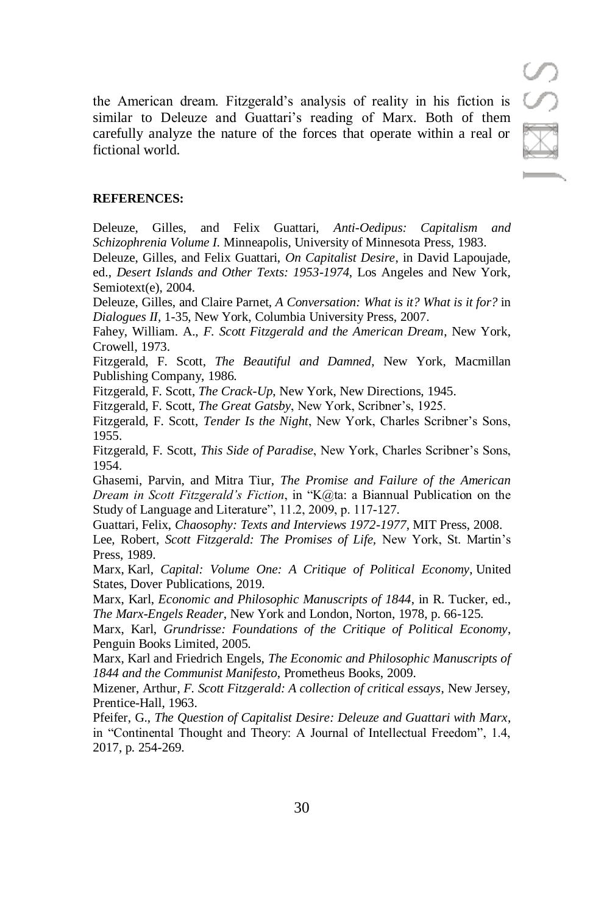the American dream. Fitzgerald's analysis of reality in his fiction is similar to Deleuze and Guattari's reading of Marx. Both of them carefully analyze the nature of the forces that operate within a real or fictional world.

**REFERENCES:**

Deleuze, Gilles, and Felix Guattari, *Anti-Oedipus: Capitalism and Schizophrenia Volume I*. Minneapolis, University of Minnesota Press, 1983.

Deleuze, Gilles, and Felix Guattari, *On Capitalist Desire*, in David Lapoujade, ed., *Desert Islands and Other Texts: 1953-1974*, Los Angeles and New York, Semiotext(e), 2004.

Deleuze, Gilles, and Claire Parnet, *A Conversation: What is it? What is it for?* in *Dialogues II*, 1-35, New York, Columbia University Press, 2007.

Fahey, William. A., *F. Scott Fitzgerald and the American Dream*, New York, Crowell, 1973.

Fitzgerald, F. Scott, *The Beautiful and Damned*, New York, Macmillan Publishing Company, 1986.

Fitzgerald, F. Scott, *The Crack-Up*, New York, New Directions, 1945.

Fitzgerald, F. Scott, *The Great Gatsby*, New York, Scribner's, 1925.

Fitzgerald, F. Scott, *Tender Is the Night*, New York, Charles Scribner's Sons, 1955.

Fitzgerald, F. Scott, *This Side of Paradise*, New York, Charles Scribner's Sons, 1954.

Ghasemi, Parvin, and Mitra Tiur, *The Promise and Failure of the American Dream in Scott Fitzgerald's Fiction*, in "K@ta: a Biannual Publication on the Study of Language and Literature", 11.2, 2009, p. 117-127.

Guattari, Felix, *Chaosophy: Texts and Interviews 1972-1977*, MIT Press, 2008.

Lee, Robert, *Scott Fitzgerald: The Promises of Life*, New York, St. Martin's Press, 1989.

Marx, Karl, *Capital: Volume One: A Critique of Political Economy*, United States, Dover Publications, 2019.

Marx, Karl, *Economic and Philosophic Manuscripts of 1844*, in R. Tucker, ed., *The Marx-Engels Reader*, New York and London, Norton, 1978, p. 66-125.

Marx, Karl, *Grundrisse: Foundations of the Critique of Political Economy*, Penguin Books Limited, 2005.

Marx, Karl and Friedrich Engels, *The Economic and Philosophic Manuscripts of 1844 and the Communist Manifesto*, Prometheus Books, 2009.

Mizener, Arthur, *F. Scott Fitzgerald: A collection of critical essays*, New Jersey, Prentice-Hall, 1963.

Pfeifer, G., *The Question of Capitalist Desire: Deleuze and Guattari with Marx*, in "Continental Thought and Theory: A Journal of Intellectual Freedom", 1.4, 2017, p. 254-269.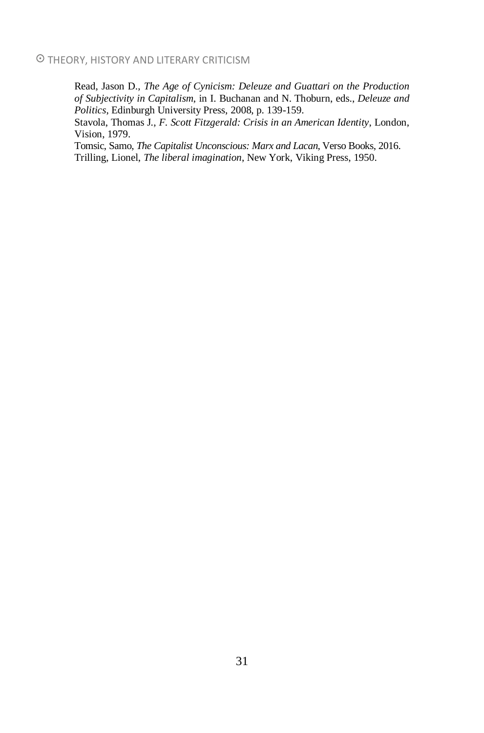Read, Jason D., *The Age of Cynicism: Deleuze and Guattari on the Production of Subjectivity in Capitalism*, in I. Buchanan and N. Thoburn, eds., *Deleuze and Politics*, Edinburgh University Press, 2008, p. 139-159.

Stavola, Thomas J., *F. Scott Fitzgerald: Crisis in an American Identity*, London, Vision, 1979.

Tomsic, Samo, *The Capitalist Unconscious: Marx and Lacan*, Verso Books, 2016.

Trilling, Lionel, *The liberal imagination*, New York, Viking Press, 1950.